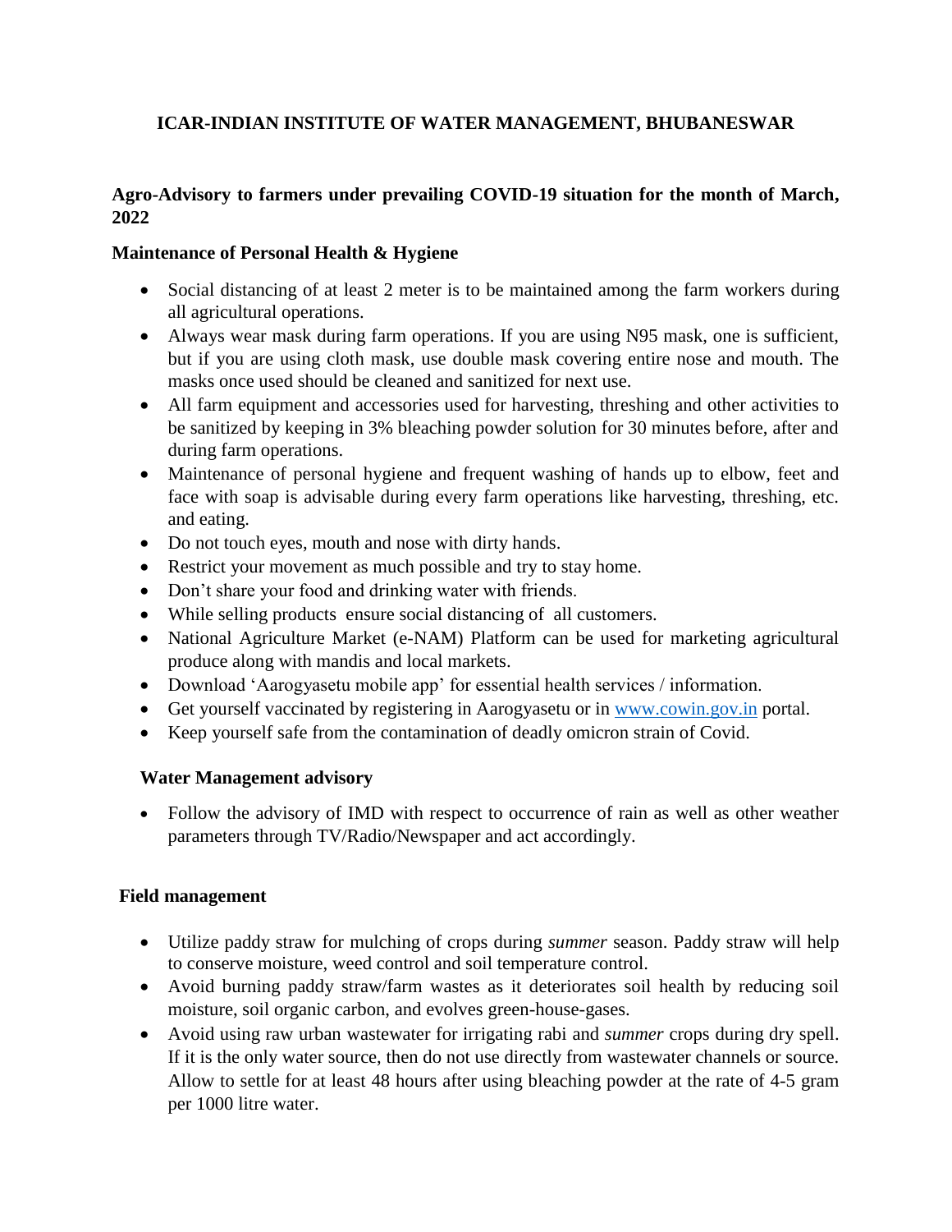# ICAR-INDIAN INSTITUTE OF WATER MANAGEMENT, BHUBANESWAR

## Agro-Advisory to farmers under prevailing COVID-19 situation for the month of March, 2022

### Maintenance of Personal Health & Hygiene

- Social distancing of at least 2 meter is to be maintained among the farm workers during all agricultural operations.
- Always wear mask during farm operations. If you are using N95 mask, one is sufficient, but if you are using cloth mask, use double mask covering entire nose and mouth. The masks once used should be cleaned and sanitized for next use.
- All farm equipment and accessories used for harvesting, threshing and other activities to be sanitized by keeping in 3% bleaching powder solution for 30 minutes before, after and during farm operations.
- Maintenance of personal hygiene and frequent washing of hands up to elbow, feet and face with soap is advisable during every farm operations like harvesting, threshing, etc. and eating.
- Do not touch eyes, mouth and nose with dirty hands.
- Restrict your movement as much possible and try to stay home.
- Don't share your food and drinking water with friends.
- While selling products ensure social distancing of all customers.
- National Agriculture Market (e-NAM) Platform can be used for marketing agricultural produce along with mandis and local markets.
- Download 'Aarogyasetu mobile app' for essential health services / information.
- Get yourself vaccinated by registering in Aarogyasetu or in [www.cowin.gov.in](http://www.cowin.gov.in) portal.
- Keep yourself safe from the contamination of deadly omicron strain of Covid.

### Water Management advisory

- Follow the advisory of IMD with respect to occurrence of rain as well as other weather parameters through TV/Radio/Newspaper and act accordingly.

### Field management

- Utilize paddy straw for mulching of crops during *summer* season. Paddy straw will help to conserve moisture, weed control and soil temperature control.
- Avoid burning paddy straw/farm wastes as it deteriorates soil health by reducing soil moisture, soil organic carbon, and evolves green-house-gases.
- Avoid using raw urban wastewater for irrigating rabi and *summer* crops during dry spell. If it is the only water source, then do not use directly from wastewater channels or source. Allow to settle for at least 48 hours after using bleaching powder at the rate of 4-5 gram per 1000 litre water.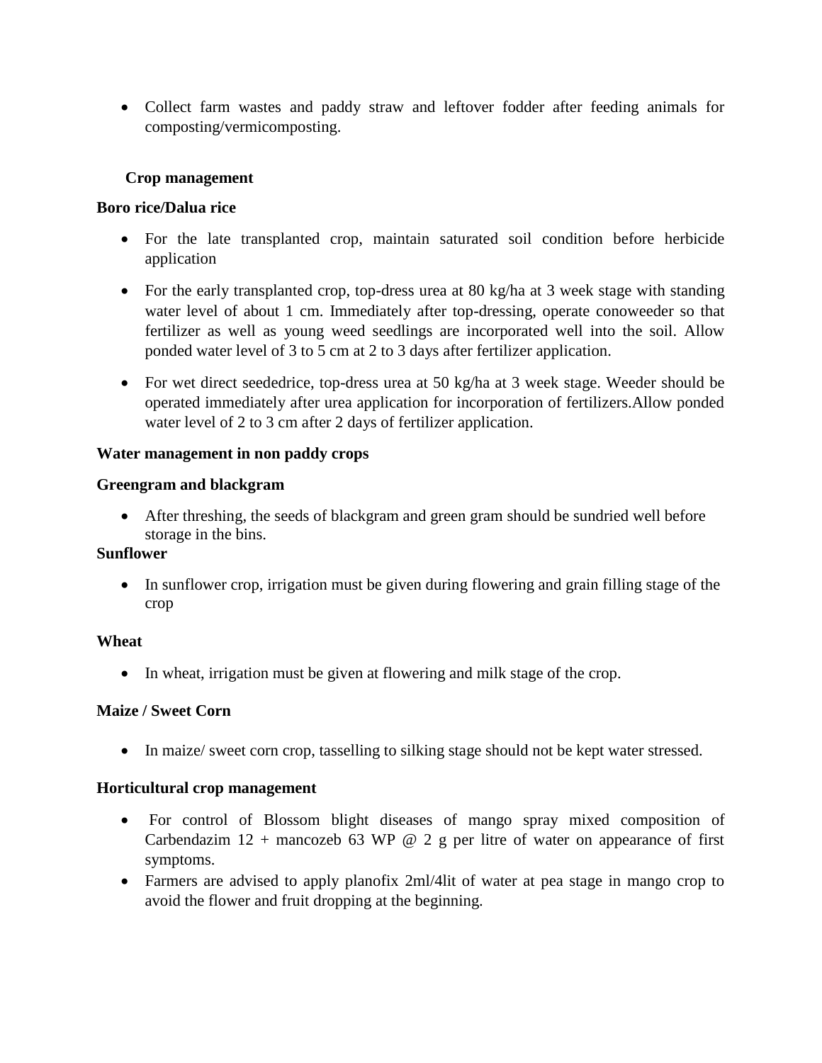- Collect farm wastes and paddy straw and leftover fodder after feeding animals for composting/vermicomposting.

## Crop management

**Boro rice/Dalua rice**

- For the late transplanted crop, maintain saturated soil condition before herbicide application
- For the early transplanted crop, top-dress urea at 80 kg/ha at 3 week stage with standing water level of about 1 cm. Immediately after top-dressing, operate conoweeder so that fertilizer as well as young weed seedlings are incorporated well into the soil. Allow ponded water level of 3 to 5 cm at 2 to 3 days after fertilizer application.
- For wet direct seededrice, top-dress urea at 50 kg/ha at 3 week stage. Weeder should be operated immediately after urea application for incorporation of fertilizers.Allow ponded water level of 2 to 3 cm after 2 days of fertilizer application.

**Water management in non paddy crops**

**Greengram and blackgram**

- After threshing, the seeds of blackgram and green gram should be sundried well before storage in the bins.

**Sunflower**

- In sunflower crop, irrigation must be given during flowering and grain filling stage of the crop

**Wheat**

- In wheat, irrigation must be given at flowering and milk stage of the crop.

**Maize / Sweet Corn**

- In maize/ sweet corn crop, tasselling to silking stage should not be kept water stressed.

**Horticultural crop management**

- For control of Blossom blight diseases of mango spray mixed composition of Carbendazim 12 + mancozeb 63 WP @ 2 g per litre of water on appearance of first symptoms.
- Farmers are advised to apply planofix 2ml/4lit of water at pea stage in mango crop to avoid the flower and fruit dropping at the beginning.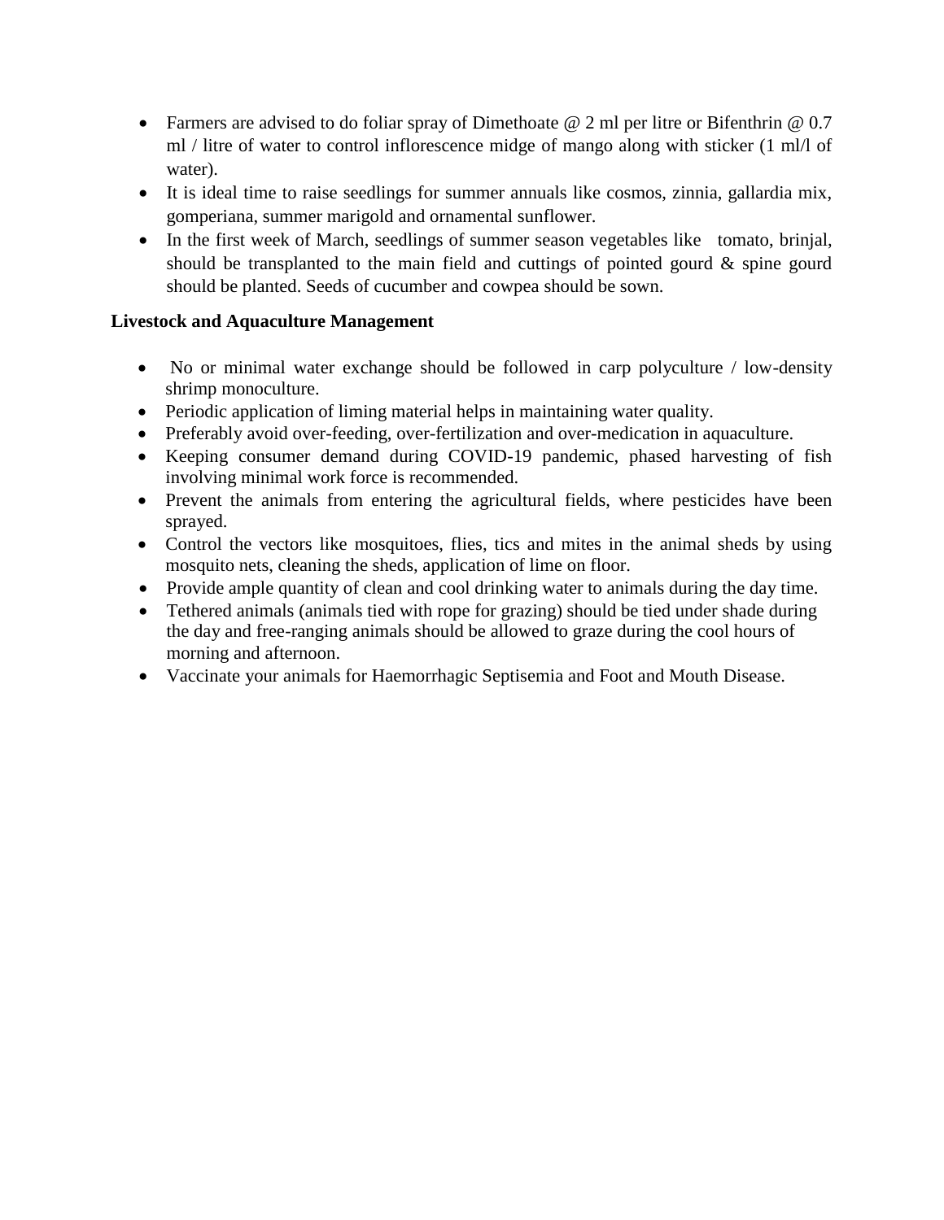- Farmers are advised to do foliar spray of Dimethoate @ 2 ml per litre or Bifenthrin @ 0.7 ml / litre of water to control inflorescence midge of mango along with sticker (1 ml/l of water).
- It is ideal time to raise seedlings for summer annuals like cosmos, zinnia, gallardia mix, gomperiana, summer marigold and ornamental sunflower.
- In the first week of March, seedlings of summer season vegetables like tomato, brinjal, should be transplanted to the main field and cuttings of pointed gourd & spine gourd should be planted. Seeds of cucumber and cowpea should be sown.

**Livestock and Aquaculture Management**

- No or minimal water exchange should be followed in carp polyculture / low-density shrimp monoculture.
- Periodic application of liming material helps in maintaining water quality.
- Preferably avoid over-feeding, over-fertilization and over-medication in aquaculture.
- Keeping consumer demand during COVID-19 pandemic, phased harvesting of fish involving minimal work force is recommended.
- Prevent the animals from entering the agricultural fields, where pesticides have been sprayed.
- Control the vectors like mosquitoes, flies, tics and mites in the animal sheds by using mosquito nets, cleaning the sheds, application of lime on floor.
- Provide ample quantity of clean and cool drinking water to animals during the day time.
- Tethered animals (animals tied with rope for grazing) should be tied under shade during the day and free-ranging animals should be allowed to graze during the cool hours of morning and afternoon.
- Vaccinate your animals for Haemorrhagic Septisemia and Foot and Mouth Disease.